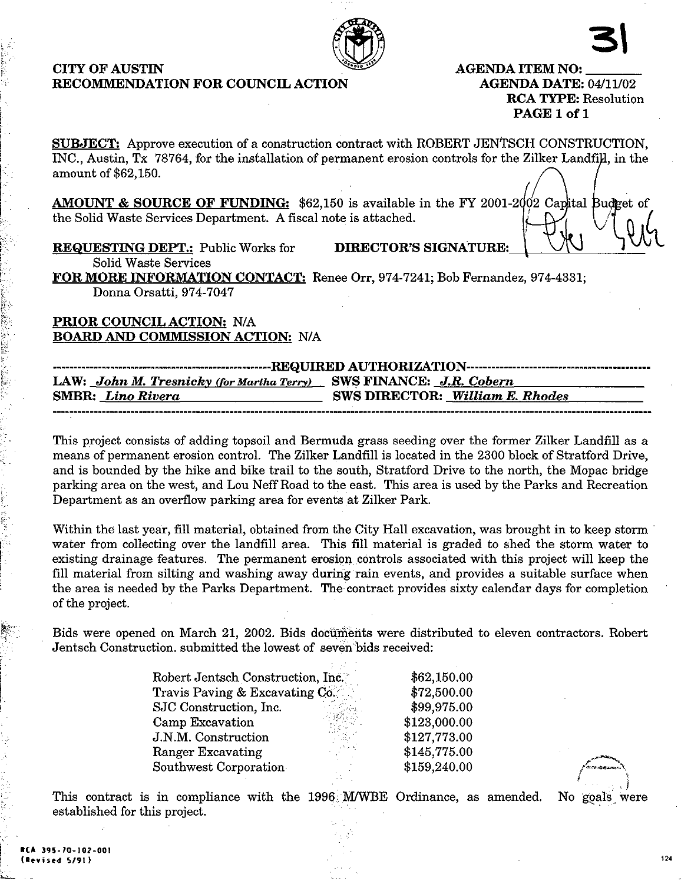**CITY OF AUSTIN**
**RECOMMENDATION FOR COUNCIL ACTION**

**AGENDA ITEM NO:** 31
**AGENDA DATE:** 04/11/02
**RCA TYPE:** Resolution
**PAGE 1 of 1**

**SUBJECT:** Approve execution of a construction contract with ROBERT JENTSCH CONSTRUCTION, INC., Austin, Tx 78764, for the installation of permanent erosion controls for the Zilker Landfill, in the amount of $62,150.

**AMOUNT & SOURCE OF FUNDING:** $62,150 is available in the FY 2001-2002 Capital Budget of the Solid Waste Services Department. A fiscal note is attached.

**REQUESTING DEPT.:** Public Works for Solid Waste Services **DIRECTOR'S SIGNATURE:**

**FOR MORE INFORMATION CONTACT:** Renee Orr, 974-7241; Bob Fernandez, 974-4331; Donna Orsatti, 974-7047

**PRIOR COUNCIL ACTION:** N/A
**BOARD AND COMMISSION ACTION:** N/A

**REQUIRED AUTHORIZATION**

**LAW:** *John M. Tresnicky (for Martha Terry)* **SWS FINANCE:** *J.R. Cobern*
**SMBR:** *Lino Rivera* **SWS DIRECTOR:** *William E. Rhodes*

This project consists of adding topsoil and Bermuda grass seeding over the former Zilker Landfill as a means of permanent erosion control. The Zilker Landfill is located in the 2300 block of Stratford Drive, and is bounded by the hike and bike trail to the south, Stratford Drive to the north, the Mopac bridge parking area on the west, and Lou Neff Road to the east. This area is used by the Parks and Recreation Department as an overflow parking area for events at Zilker Park.

Within the last year, fill material, obtained from the City Hall excavation, was brought in to keep storm water from collecting over the landfill area. This fill material is graded to shed the storm water to existing drainage features. The permanent erosion controls associated with this project will keep the fill material from silting and washing away during rain events, and provides a suitable surface when the area is needed by the Parks Department. The contract provides sixty calendar days for completion of the project.

Bids were opened on March 21, 2002. Bids documents were distributed to eleven contractors. Robert Jentsch Construction. submitted the lowest of seven bids received:

| Contractor | Bid |
|---|---|
| Robert Jentsch Construction, Inc. | $62,150.00 |
| Travis Paving & Excavating Co. | $72,500.00 |
| SJC Construction, Inc. | $99,975.00 |
| Camp Excavation | $123,000.00 |
| J.N.M. Construction | $127,773.00 |
| Ranger Excavating | $145,775.00 |
| Southwest Corporation | $159,240.00 |

This contract is in compliance with the 1996 M/WBE Ordinance, as amended. No goals were established for this project.

RCA 395-70-102-001
(Revised 5/91)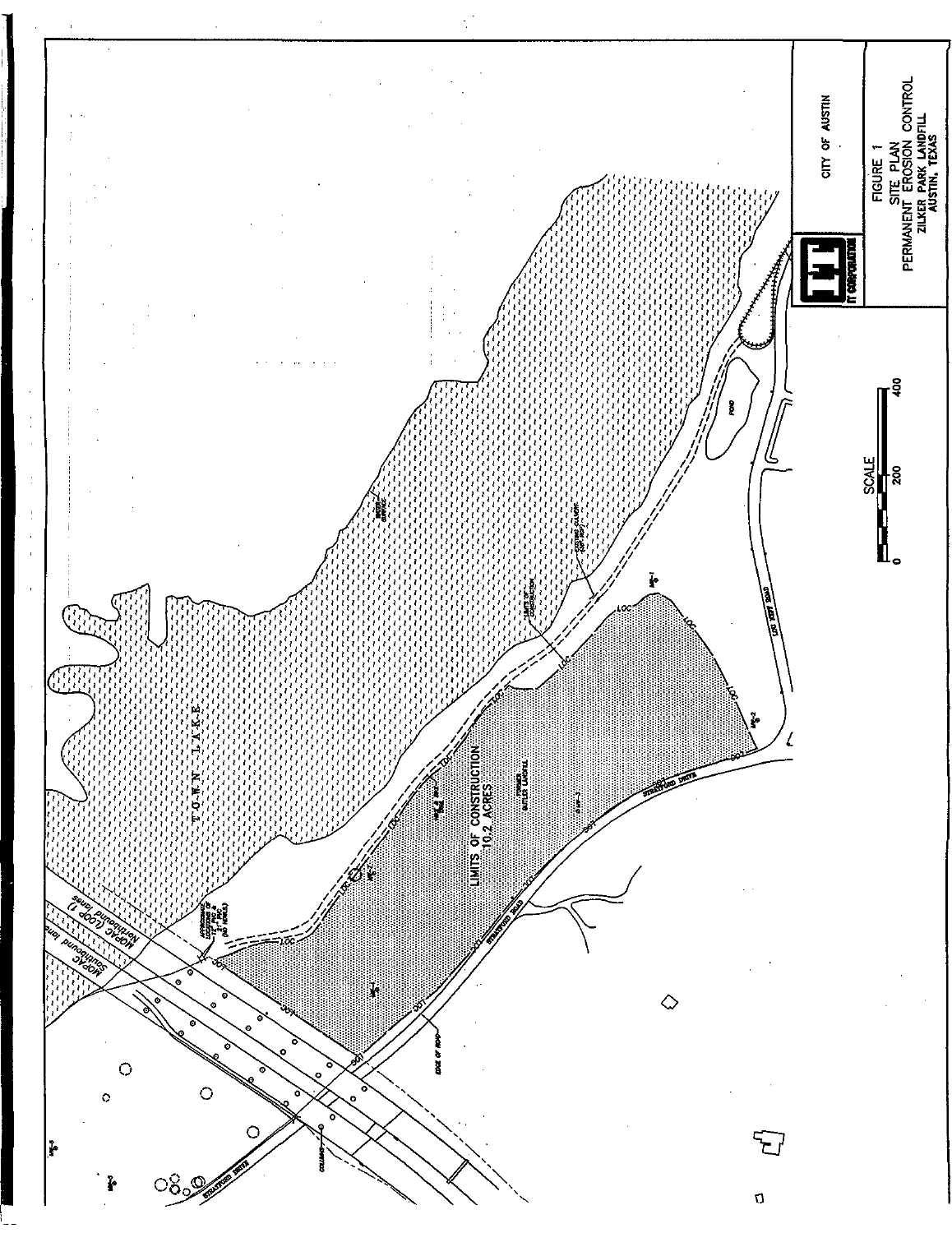CITY OF AUSTIN

FIGURE 1
SITE PLAN
PERMANENT EROSION CONTROL
ZILKER PARK LANDFILL
AUSTIN, TEXAS

IT CORPORATION

T O W N L A K E

LIMITS OF CONSTRUCTION
10.2 ACRES

FORMER
BUTLER LANDFILL

MOPAC (LOOP 1)
Northbound lanes
Southbound lanes

STRATFORD DRIVE

LOU NEFF ROAD

POND

EDGE OF ROAD

LIMITS OF CONSTRUCTION

SCALE
0 200 400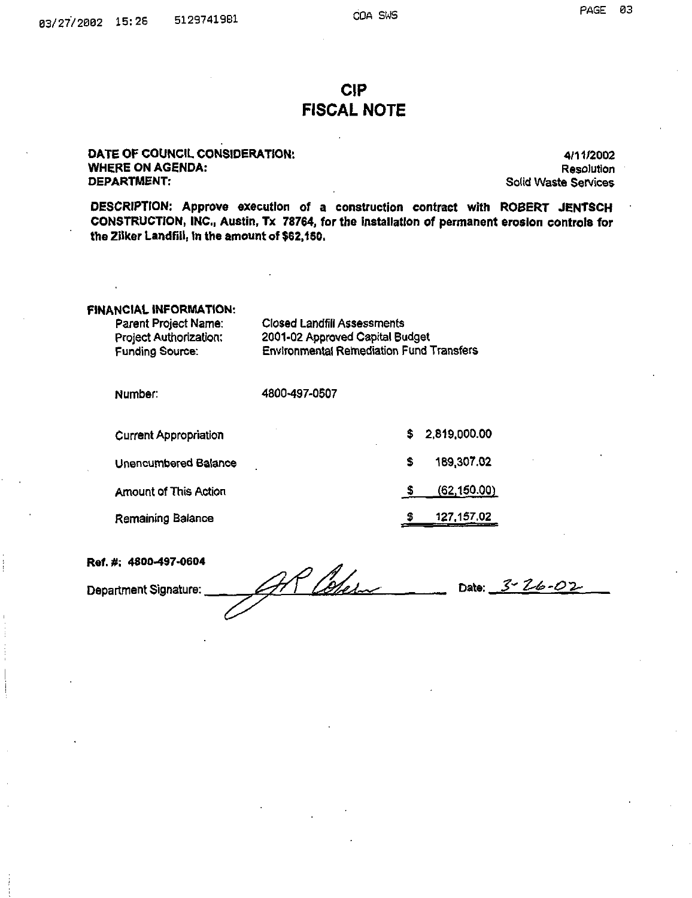# CIP
# FISCAL NOTE

**DATE OF COUNCIL CONSIDERATION:** 4/11/2002
**WHERE ON AGENDA:** Resolution
**DEPARTMENT:** Solid Waste Services

**DESCRIPTION: Approve execution of a construction contract with ROBERT JENTSCH CONSTRUCTION, INC., Austin, Tx 78764, for the installation of permanent erosion controls for the Zilker Landfill, in the amount of $62,150.**

**FINANCIAL INFORMATION:**

| | |
|---|---|
| Parent Project Name: | Closed Landfill Assessments |
| Project Authorization: | 2001-02 Approved Capital Budget |
| Funding Source: | Environmental Remediation Fund Transfers |

Number: 4800-497-0507

| | | |
|---|---|---|
| Current Appropriation | $ | 2,819,000.00 |
| Unencumbered Balance | $ | 189,307.02 |
| Amount of This Action | $ | (62,150.00) |
| Remaining Balance | $ | 127,157.02 |

**Ref. #: 4800-497-0604**

Department Signature: _[signature]_ Date: 3-26-02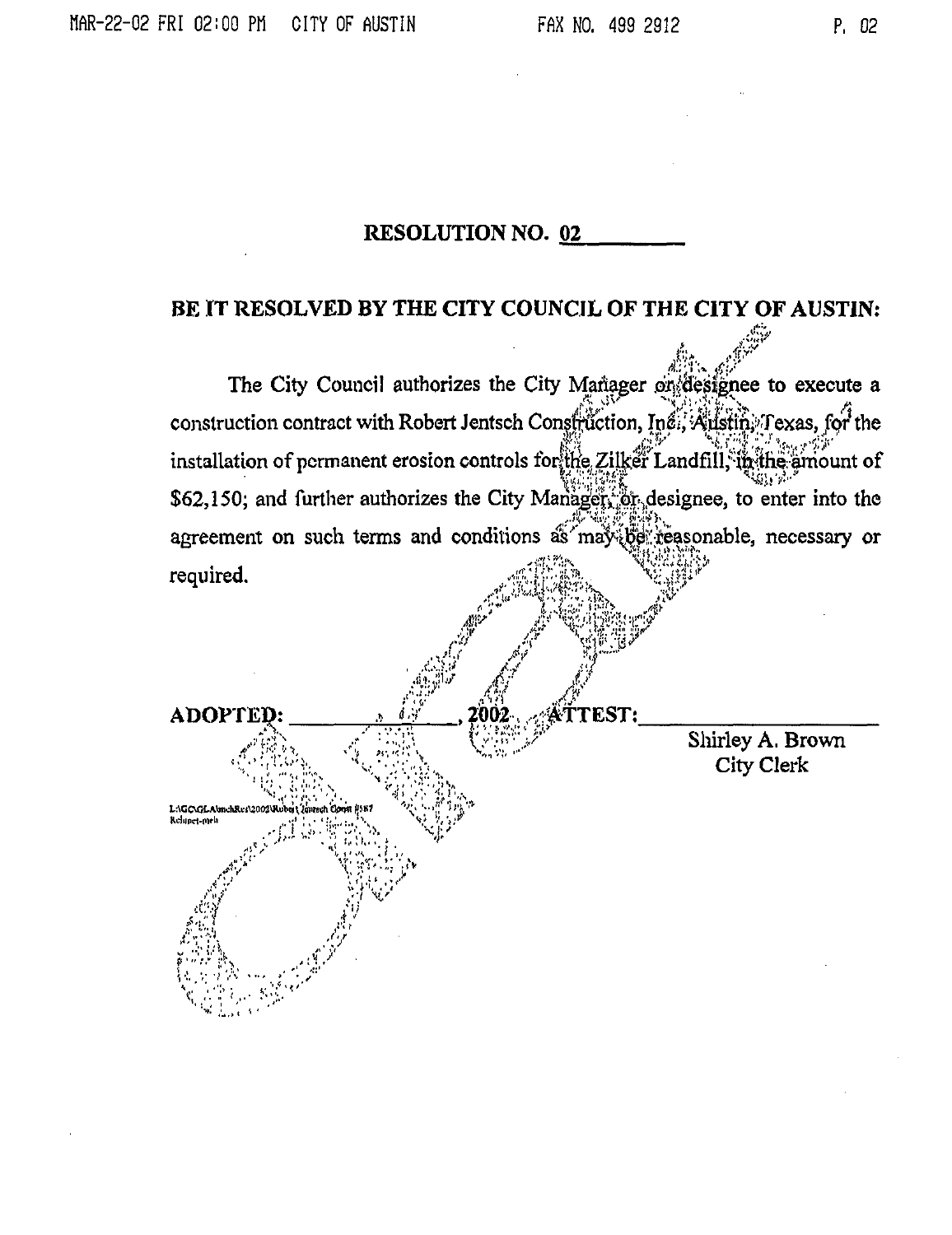# RESOLUTION NO. 02________

**BE IT RESOLVED BY THE CITY COUNCIL OF THE CITY OF AUSTIN:**

The City Council authorizes the City Manager or designee to execute a construction contract with Robert Jentsch Construction, Inc., Austin, Texas, for the installation of permanent erosion controls for the Zilker Landfill, in the amount of $62,150; and further authorizes the City Manager, or designee, to enter into the agreement on such terms and conditions as may be reasonable, necessary or required.

**ADOPTED:** _______________, **2002** **ATTEST:**_______________

Shirley A. Brown
City Clerk

L:\GC\GLA\mchRes\2002\Robert Jentsch Const #587
Relupet-mrh